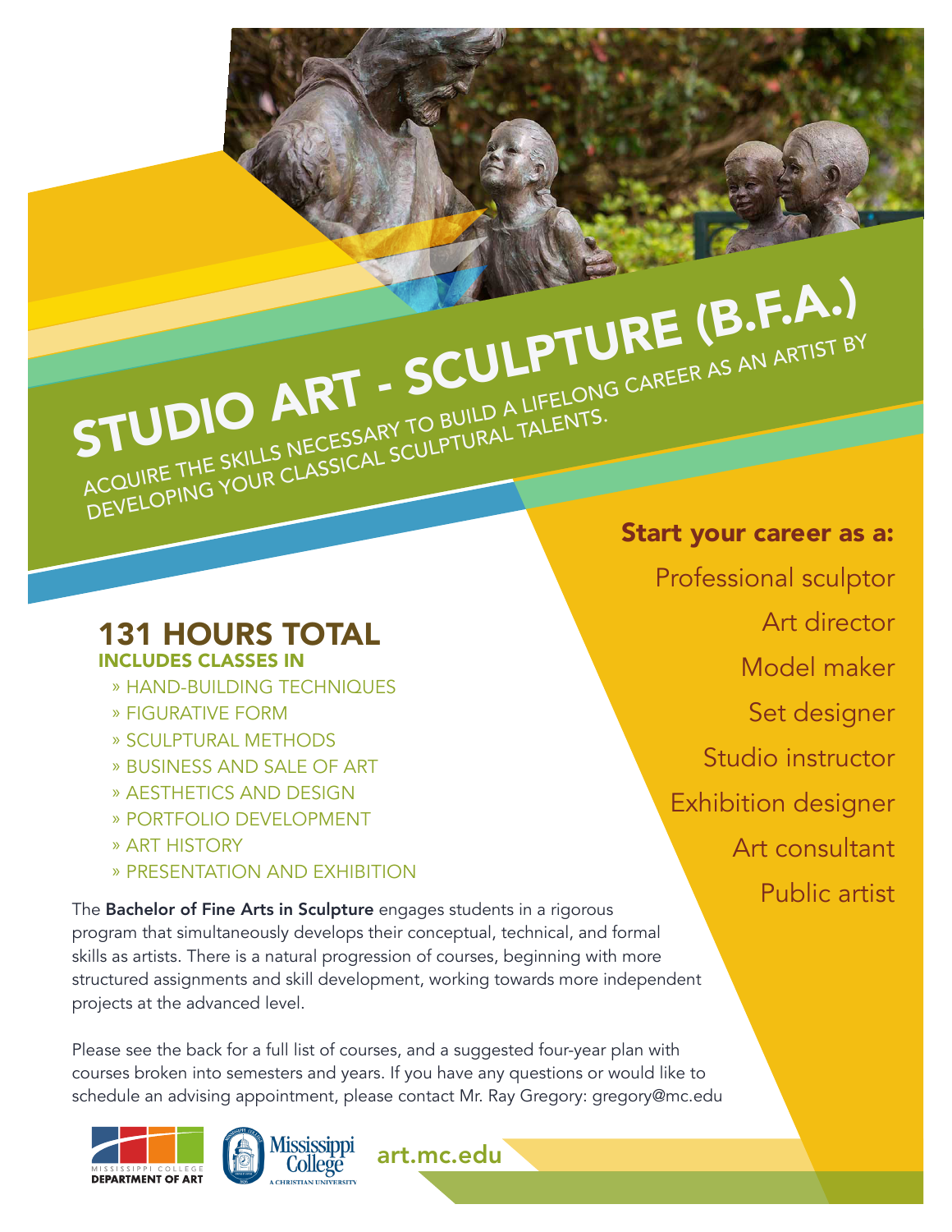# STUDIO ART - SCULPTURE (B.F.A.)

ACQUIRE THE SKILLS NECESSARY TO BUILD A LIFELONG CAREER AS AN ARTIST BY DEVELOPING YOUR CLASSICAL SCULPTURAL TALENTS.

## 131 HOURS TOTAL

### INCLUDES CLASSES IN

- HAND-BUILDING TECHNIQUES
- FIGURATIVE FORM
- SCULPTURAL METHODS
- BUSINESS AND SALE OF ART
- AESTHETICS AND DESIGN
- PORTFOLIO DEVELOPMENT
- ART HISTORY
- PRESENTATION AND EXHIBITION

The **Bachelor of Fine Arts in Sculpture** engages students in a rigorous program that simultaneously develops their conceptual, technical, and formal skills as artists. There is a natural progression of courses, beginning with more structured assignments and skill development, working towards more independent projects at the advanced level.

Please see the back for a full list of courses, and a suggested four-year plan with courses broken into semesters and years. If you have any questions or would like to schedule an advising appointment, please contact Mr. Ray Gregory: gregory@mc.edu

### Start your career as a:

Professional sculptor
Art director
Model maker
Set designer
Studio instructor
Exhibition designer
Art consultant
Public artist

MISSISSIPPI COLLEGE DEPARTMENT OF ART

Mississippi College A CHRISTIAN UNIVERSITY

art.mc.edu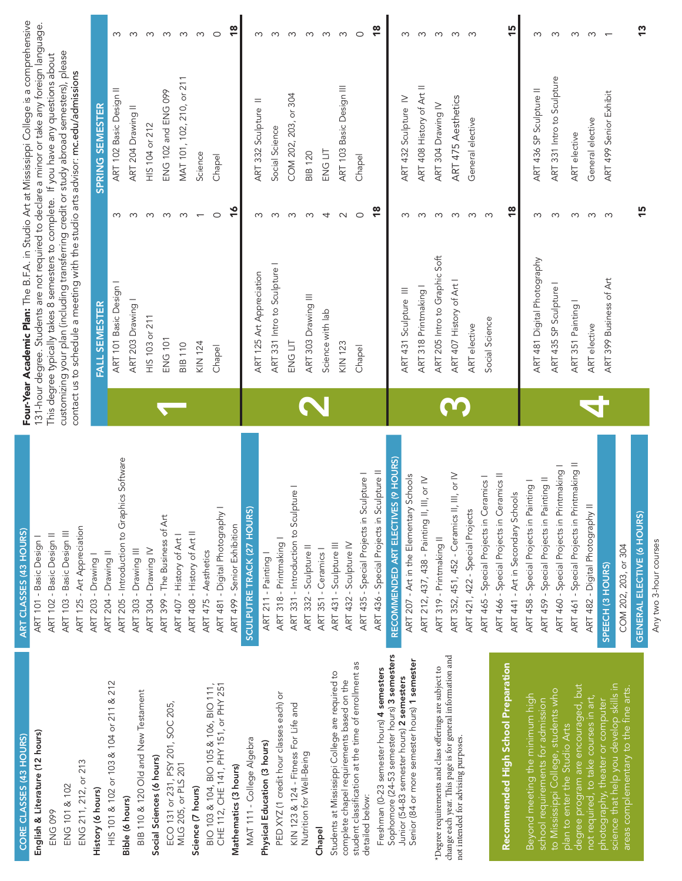## CORE CLASSES (43 HOURS)

**English & Literature (12 hours)**

- ENG 099
- ENG 101 & 102
- ENG 211, 212, or 213

**History (6 hours)**

- HIS 101 & 102 or 103 & 104 or 211 & 212

**Bible (6 hours)**

- BIB 110 & 120 Old and New Testament

**Social Sciences (6 hours)**

- ECO 131 or 231, PSY 201, SOC 205, MLG 205, or PLS 201

**Science (7 hours)**

- BIO 103 & 104, BIO 105 & 106, BIO 111, CHE 112, CHE 141, PHY 151, or PHY 251

**Mathematics (3 hours)**

- MAT 111 - College Algebra

**Physical Education (3 hours)**

- PED XYZ (1 credit hour classes each) or
- KIN 123 & 124 - Fitness For Life and Nutrition for Well-Being

**Chapel**

Students at Mississippi College are required to complete chapel requirements based on the student classification at the time of enrollment as detailed below:

- Freshman (0-23 semester hours) **4 semesters**
- Sophomore (24-53 semester hours) **3 semesters**
- Junior (54-83 semester hours) **2 semesters**
- Senior (84 or more semester hours) **1 semester**

*Degree requirements and class offerings are subject to change each year. This page is for general information and not intended for advising purposes.

### Recommended High School Preparation

Beyond meeting the minimum high school requirements for admission to Mississippi College, students who plan to enter the Studio Arts degree program are encouraged, but not required, to take courses in art, photography, theater or computer science that help you develop skills in areas complementary to the fine arts.

## ART CLASSES (43 HOURS)

- ART 101 - Basic Design I
- ART 102 - Basic Design II
- ART 103 - Basic Design III
- ART 125 - Art Appreciation
- ART 203 - Drawing I
- ART 204 - Drawing II
- ART 205 - Introduction to Graphics Software
- ART 303 - Drawing III
- ART 304 - Drawing IV
- ART 399 - The Business of Art
- ART 407 - History of Art I
- ART 408 - History of Art II
- ART 475 - Aesthetics
- ART 481 - Digital Photography I
- ART 499 - Senior Exhibition

## SCULPTRE TRACK (27 HOURS)

- ART 211 - Painting I
- ART 318 - Printmaking I
- ART 331 - Introduction to Sculpture I
- ART 332 - Sculpture II
- ART 351 - Ceramics I
- ART 431 - Sculpture III
- ART 432 - Sculpture IV
- ART 435 - Special Projects in Sculpture I
- ART 436 - Special Projects in Sculpture II

## RECOMMENDED ART ELECTIVES (9 HOURS)

- ART 207 - Art in the Elementary Schools
- ART 212, 437, 438 - Painting II, III, or IV
- ART 319 - Printmaking II
- ART 352, 451, 452 - Ceramics II, III, or IV
- ART 421, 422 - Special Projects
- ART 465 - Special Projects in Ceramics I
- ART 466 - Special Projects in Ceramics II
- ART 441 - Art in Secondary Schools
- ART 458 - Special Projects in Painting I
- ART 459 - Special Projects in Painting II
- ART 460 - Special Projects in Printmaking I
- ART 461 - Special Projects in Printmaking II
- ART 482 - Digital Photography II

## SPEECH (3 HOURS)

- COM 202, 203, or 304

## GENERAL ELECTIVE (6 HOURS)

Any two 3-hour courses

**Four-Year Academic Plan:** The B.F.A. in Studio Art at Mississippi College is a comprehensive 131-hour degree. Students are not required to declare a minor or take any foreign language. This degree typically takes 8 semesters to complete. If you have any questions about customizing your plan (including transferring credit or study abroad semesters), please contact us to schedule a meeting with the studio arts advisor: **mc.edu/admissions**

| Year | FALL SEMESTER | | SPRING SEMESTER | |
|---|---|---|---|---|
| 1 | ART 101 Basic Design I | 3 | ART 102 Basic Design II | 3 |
| | ART 203 Drawing I | 3 | ART 204 Drawing II | 3 |
| | HIS 103 or 211 | 3 | HIS 104 or 212 | 3 |
| | ENG 101 | 3 | ENG 102 and ENG 099 | 3 |
| | BIB 110 | 3 | MAT 101, 102, 210, or 211 | 3 |
| | KIN 124 | 1 | Science | 3 |
| | Chapel | 0 | Chapel | 0 |
| | | **16** | | **18** |
| 2 | ART 125 Art Appreciation | 3 | ART 332 Sculpture II | 3 |
| | ART 331 Intro to Sculpture I | 3 | Social Science | 3 |
| | ENG LIT | 3 | COM 202, 203, or 304 | 3 |
| | ART 303 Drawing III | 3 | BIB 120 | 3 |
| | Science with lab | 4 | ENG LIT | 3 |
| | KIN 123 | 2 | ART 103 Basic Design III | 3 |
| | Chapel | 0 | Chapel | 0 |
| | | **18** | | **18** |
| 3 | ART 431 Sculpture III | 3 | ART 432 Sculpture IV | 3 |
| | ART 318 Printmaking I | 3 | ART 408 History of Art II | 3 |
| | ART 205 Intro to Graphic Soft | 3 | ART 304 Drawing IV | 3 |
| | ART 407 History of Art I | 3 | ART 475 Aesthetics | 3 |
| | ART elective | 3 | General elective | 3 |
| | Social Science | 3 | | |
| | | **18** | | **15** |
| 4 | ART 481 Digital Photography | 3 | ART 436 SP Sculpture II | 3 |
| | ART 435 SP Sculpture I | 3 | ART 331 Intro to Sculpture | 3 |
| | ART 351 Painting I | 3 | ART elective | 3 |
| | ART elective | 3 | General elective | 3 |
| | ART 399 Business of Art | 3 | ART 499 Senior Exhibit | 1 |
| | | **15** | | **13** |